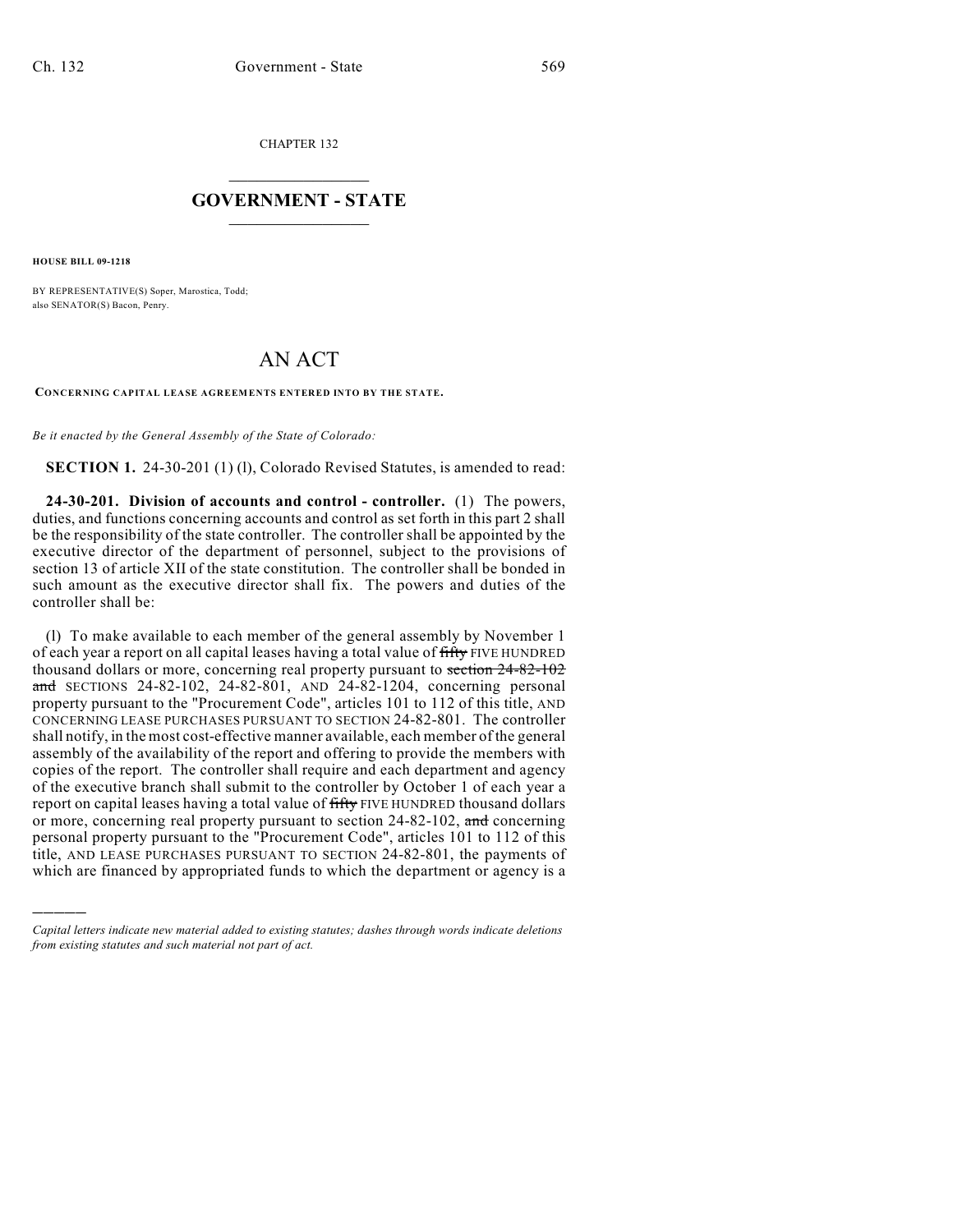CHAPTER 132

# GOVERNMENT - STATE

**HOUSE BILL 09-1218**

BY REPRESENTATIVE(S) Soper, Marostica, Todd;
also SENATOR(S) Bacon, Penry.

# AN ACT

**CONCERNING CAPITAL LEASE AGREEMENTS ENTERED INTO BY THE STATE.**

*Be it enacted by the General Assembly of the State of Colorado:*

**SECTION 1.** 24-30-201 (1) (l), Colorado Revised Statutes, is amended to read:

**24-30-201. Division of accounts and control - controller.** (1) The powers, duties, and functions concerning accounts and control as set forth in this part 2 shall be the responsibility of the state controller. The controller shall be appointed by the executive director of the department of personnel, subject to the provisions of section 13 of article XII of the state constitution. The controller shall be bonded in such amount as the executive director shall fix. The powers and duties of the controller shall be:

(l) To make available to each member of the general assembly by November 1 of each year a report on all capital leases having a total value of ~~fifty~~ FIVE HUNDRED thousand dollars or more, concerning real property pursuant to ~~section 24-82-102 and~~ SECTIONS 24-82-102, 24-82-801, AND 24-82-1204, concerning personal property pursuant to the "Procurement Code", articles 101 to 112 of this title, AND CONCERNING LEASE PURCHASES PURSUANT TO SECTION 24-82-801. The controller shall notify, in the most cost-effective manner available, each member of the general assembly of the availability of the report and offering to provide the members with copies of the report. The controller shall require and each department and agency of the executive branch shall submit to the controller by October 1 of each year a report on capital leases having a total value of ~~fifty~~ FIVE HUNDRED thousand dollars or more, concerning real property pursuant to section 24-82-102, ~~and~~ concerning personal property pursuant to the "Procurement Code", articles 101 to 112 of this title, AND LEASE PURCHASES PURSUANT TO SECTION 24-82-801, the payments of which are financed by appropriated funds to which the department or agency is a

---

*Capital letters indicate new material added to existing statutes; dashes through words indicate deletions from existing statutes and such material not part of act.*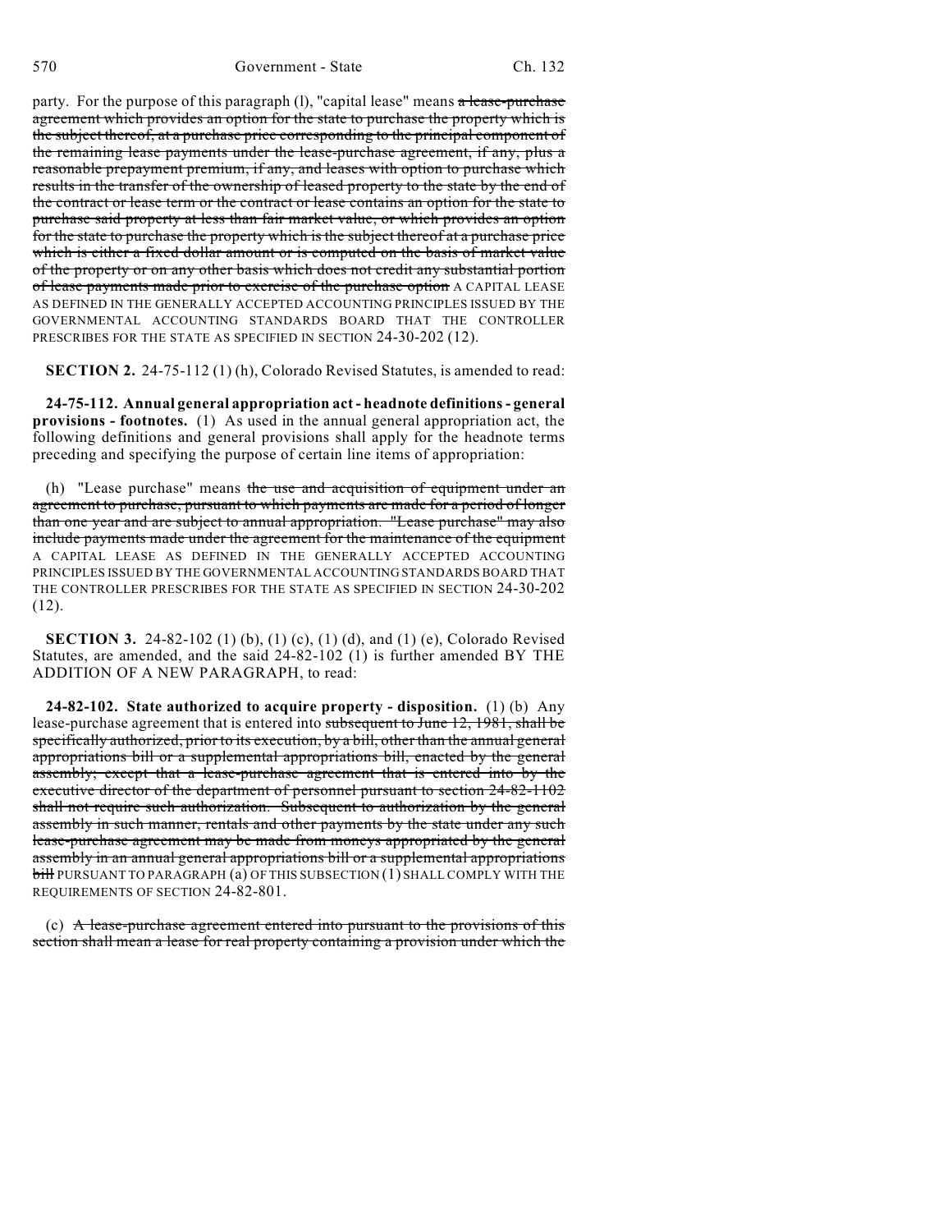party. For the purpose of this paragraph (l), "capital lease" means ~~a lease-purchase agreement which provides an option for the state to purchase the property which is the subject thereof, at a purchase price corresponding to the principal component of the remaining lease payments under the lease-purchase agreement, if any, plus a reasonable prepayment premium, if any, and leases with option to purchase which results in the transfer of the ownership of leased property to the state by the end of the contract or lease term or the contract or lease contains an option for the state to purchase said property at less than fair market value, or which provides an option for the state to purchase the property which is the subject thereof at a purchase price which is either a fixed dollar amount or is computed on the basis of market value of the property or on any other basis which does not credit any substantial portion of lease payments made prior to exercise of the purchase option~~ A CAPITAL LEASE AS DEFINED IN THE GENERALLY ACCEPTED ACCOUNTING PRINCIPLES ISSUED BY THE GOVERNMENTAL ACCOUNTING STANDARDS BOARD THAT THE CONTROLLER PRESCRIBES FOR THE STATE AS SPECIFIED IN SECTION 24-30-202 (12).

**SECTION 2.** 24-75-112 (1) (h), Colorado Revised Statutes, is amended to read:

**24-75-112. Annual general appropriation act - headnote definitions - general provisions - footnotes.** (1) As used in the annual general appropriation act, the following definitions and general provisions shall apply for the headnote terms preceding and specifying the purpose of certain line items of appropriation:

(h) "Lease purchase" means ~~the use and acquisition of equipment under an agreement to purchase, pursuant to which payments are made for a period of longer than one year and are subject to annual appropriation. "Lease purchase" may also include payments made under the agreement for the maintenance of the equipment~~ A CAPITAL LEASE AS DEFINED IN THE GENERALLY ACCEPTED ACCOUNTING PRINCIPLES ISSUED BY THE GOVERNMENTAL ACCOUNTING STANDARDS BOARD THAT THE CONTROLLER PRESCRIBES FOR THE STATE AS SPECIFIED IN SECTION 24-30-202 (12).

**SECTION 3.** 24-82-102 (1) (b), (1) (c), (1) (d), and (1) (e), Colorado Revised Statutes, are amended, and the said 24-82-102 (1) is further amended BY THE ADDITION OF A NEW PARAGRAPH, to read:

**24-82-102. State authorized to acquire property - disposition.** (1) (b) Any lease-purchase agreement that is entered into ~~subsequent to June 12, 1981, shall be specifically authorized, prior to its execution, by a bill, other than the annual general appropriations bill or a supplemental appropriations bill, enacted by the general assembly; except that a lease-purchase agreement that is entered into by the executive director of the department of personnel pursuant to section 24-82-1102 shall not require such authorization. Subsequent to authorization by the general assembly in such manner, rentals and other payments by the state under any such lease-purchase agreement may be made from moneys appropriated by the general assembly in an annual general appropriations bill or a supplemental appropriations bill~~ PURSUANT TO PARAGRAPH (a) OF THIS SUBSECTION (1) SHALL COMPLY WITH THE REQUIREMENTS OF SECTION 24-82-801.

(c) ~~A lease-purchase agreement entered into pursuant to the provisions of this section shall mean a lease for real property containing a provision under which the~~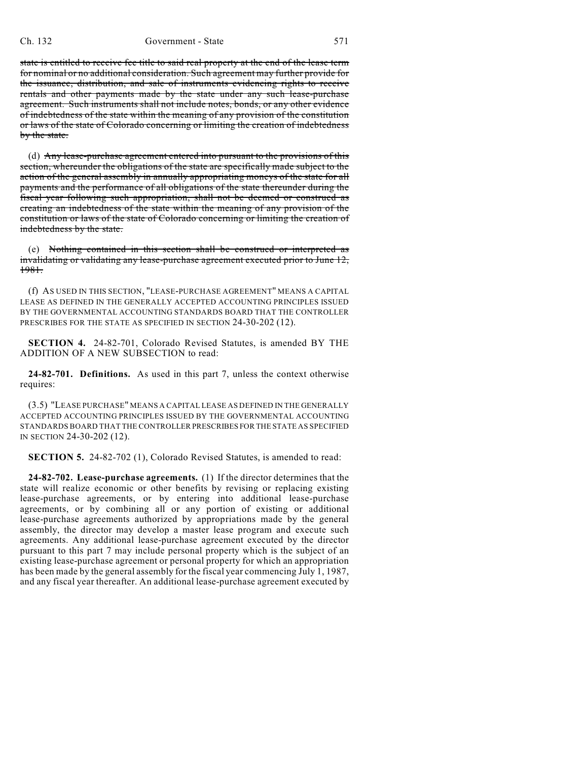~~state is entitled to receive fee title to said real property at the end of the lease term for nominal or no additional consideration. Such agreement may further provide for the issuance, distribution, and sale of instruments evidencing rights to receive rentals and other payments made by the state under any such lease-purchase agreement. Such instruments shall not include notes, bonds, or any other evidence of indebtedness of the state within the meaning of any provision of the constitution or laws of the state of Colorado concerning or limiting the creation of indebtedness by the state.~~

(d) ~~Any lease-purchase agreement entered into pursuant to the provisions of this section, whereunder the obligations of the state are specifically made subject to the action of the general assembly in annually appropriating moneys of the state for all payments and the performance of all obligations of the state thereunder during the fiscal year following such appropriation, shall not be deemed or construed as creating an indebtedness of the state within the meaning of any provision of the constitution or laws of the state of Colorado concerning or limiting the creation of indebtedness by the state.~~

(e) ~~Nothing contained in this section shall be construed or interpreted as invalidating or validating any lease-purchase agreement executed prior to June 12, 1981.~~

(f) AS USED IN THIS SECTION, "LEASE-PURCHASE AGREEMENT" MEANS A CAPITAL LEASE AS DEFINED IN THE GENERALLY ACCEPTED ACCOUNTING PRINCIPLES ISSUED BY THE GOVERNMENTAL ACCOUNTING STANDARDS BOARD THAT THE CONTROLLER PRESCRIBES FOR THE STATE AS SPECIFIED IN SECTION 24-30-202 (12).

**SECTION 4.** 24-82-701, Colorado Revised Statutes, is amended BY THE ADDITION OF A NEW SUBSECTION to read:

**24-82-701. Definitions.** As used in this part 7, unless the context otherwise requires:

(3.5) "LEASE PURCHASE" MEANS A CAPITAL LEASE AS DEFINED IN THE GENERALLY ACCEPTED ACCOUNTING PRINCIPLES ISSUED BY THE GOVERNMENTAL ACCOUNTING STANDARDS BOARD THAT THE CONTROLLER PRESCRIBES FOR THE STATE AS SPECIFIED IN SECTION 24-30-202 (12).

**SECTION 5.** 24-82-702 (1), Colorado Revised Statutes, is amended to read:

**24-82-702. Lease-purchase agreements.** (1) If the director determines that the state will realize economic or other benefits by revising or replacing existing lease-purchase agreements, or by entering into additional lease-purchase agreements, or by combining all or any portion of existing or additional lease-purchase agreements authorized by appropriations made by the general assembly, the director may develop a master lease program and execute such agreements. Any additional lease-purchase agreement executed by the director pursuant to this part 7 may include personal property which is the subject of an existing lease-purchase agreement or personal property for which an appropriation has been made by the general assembly for the fiscal year commencing July 1, 1987, and any fiscal year thereafter. An additional lease-purchase agreement executed by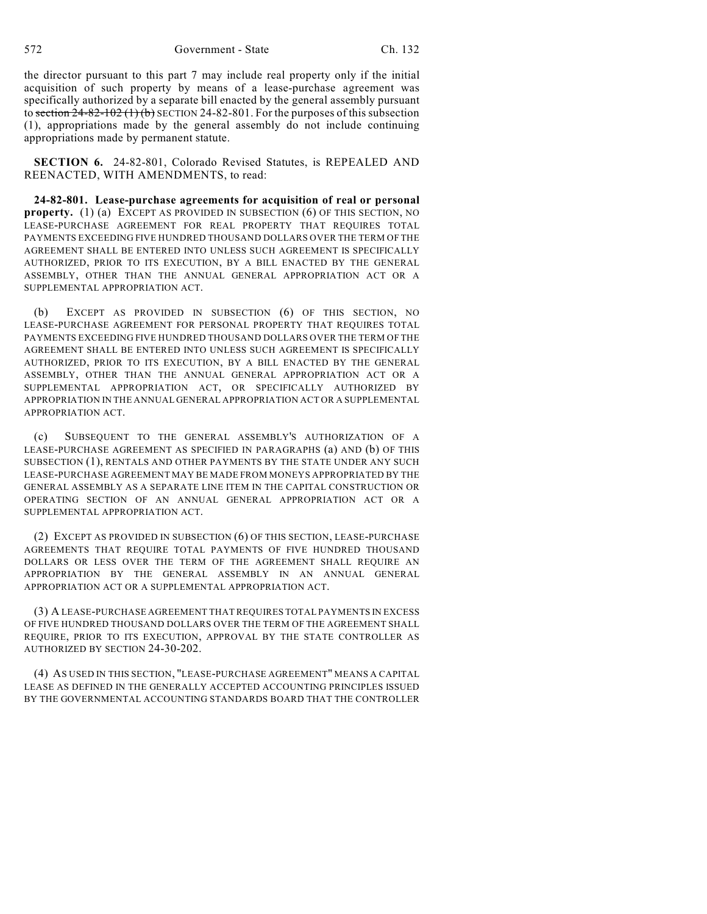the director pursuant to this part 7 may include real property only if the initial acquisition of such property by means of a lease-purchase agreement was specifically authorized by a separate bill enacted by the general assembly pursuant to ~~section 24-82-102 (1) (b)~~ SECTION 24-82-801. For the purposes of this subsection (1), appropriations made by the general assembly do not include continuing appropriations made by permanent statute.

**SECTION 6.** 24-82-801, Colorado Revised Statutes, is REPEALED AND REENACTED, WITH AMENDMENTS, to read:

**24-82-801. Lease-purchase agreements for acquisition of real or personal property.** (1) (a) EXCEPT AS PROVIDED IN SUBSECTION (6) OF THIS SECTION, NO LEASE-PURCHASE AGREEMENT FOR REAL PROPERTY THAT REQUIRES TOTAL PAYMENTS EXCEEDING FIVE HUNDRED THOUSAND DOLLARS OVER THE TERM OF THE AGREEMENT SHALL BE ENTERED INTO UNLESS SUCH AGREEMENT IS SPECIFICALLY AUTHORIZED, PRIOR TO ITS EXECUTION, BY A BILL ENACTED BY THE GENERAL ASSEMBLY, OTHER THAN THE ANNUAL GENERAL APPROPRIATION ACT OR A SUPPLEMENTAL APPROPRIATION ACT.

(b) EXCEPT AS PROVIDED IN SUBSECTION (6) OF THIS SECTION, NO LEASE-PURCHASE AGREEMENT FOR PERSONAL PROPERTY THAT REQUIRES TOTAL PAYMENTS EXCEEDING FIVE HUNDRED THOUSAND DOLLARS OVER THE TERM OF THE AGREEMENT SHALL BE ENTERED INTO UNLESS SUCH AGREEMENT IS SPECIFICALLY AUTHORIZED, PRIOR TO ITS EXECUTION, BY A BILL ENACTED BY THE GENERAL ASSEMBLY, OTHER THAN THE ANNUAL GENERAL APPROPRIATION ACT OR A SUPPLEMENTAL APPROPRIATION ACT, OR SPECIFICALLY AUTHORIZED BY APPROPRIATION IN THE ANNUAL GENERAL APPROPRIATION ACT OR A SUPPLEMENTAL APPROPRIATION ACT.

(c) SUBSEQUENT TO THE GENERAL ASSEMBLY'S AUTHORIZATION OF A LEASE-PURCHASE AGREEMENT AS SPECIFIED IN PARAGRAPHS (a) AND (b) OF THIS SUBSECTION (1), RENTALS AND OTHER PAYMENTS BY THE STATE UNDER ANY SUCH LEASE-PURCHASE AGREEMENT MAY BE MADE FROM MONEYS APPROPRIATED BY THE GENERAL ASSEMBLY AS A SEPARATE LINE ITEM IN THE CAPITAL CONSTRUCTION OR OPERATING SECTION OF AN ANNUAL GENERAL APPROPRIATION ACT OR A SUPPLEMENTAL APPROPRIATION ACT.

(2) EXCEPT AS PROVIDED IN SUBSECTION (6) OF THIS SECTION, LEASE-PURCHASE AGREEMENTS THAT REQUIRE TOTAL PAYMENTS OF FIVE HUNDRED THOUSAND DOLLARS OR LESS OVER THE TERM OF THE AGREEMENT SHALL REQUIRE AN APPROPRIATION BY THE GENERAL ASSEMBLY IN AN ANNUAL GENERAL APPROPRIATION ACT OR A SUPPLEMENTAL APPROPRIATION ACT.

(3) A LEASE-PURCHASE AGREEMENT THAT REQUIRES TOTAL PAYMENTS IN EXCESS OF FIVE HUNDRED THOUSAND DOLLARS OVER THE TERM OF THE AGREEMENT SHALL REQUIRE, PRIOR TO ITS EXECUTION, APPROVAL BY THE STATE CONTROLLER AS AUTHORIZED BY SECTION 24-30-202.

(4) AS USED IN THIS SECTION, "LEASE-PURCHASE AGREEMENT" MEANS A CAPITAL LEASE AS DEFINED IN THE GENERALLY ACCEPTED ACCOUNTING PRINCIPLES ISSUED BY THE GOVERNMENTAL ACCOUNTING STANDARDS BOARD THAT THE CONTROLLER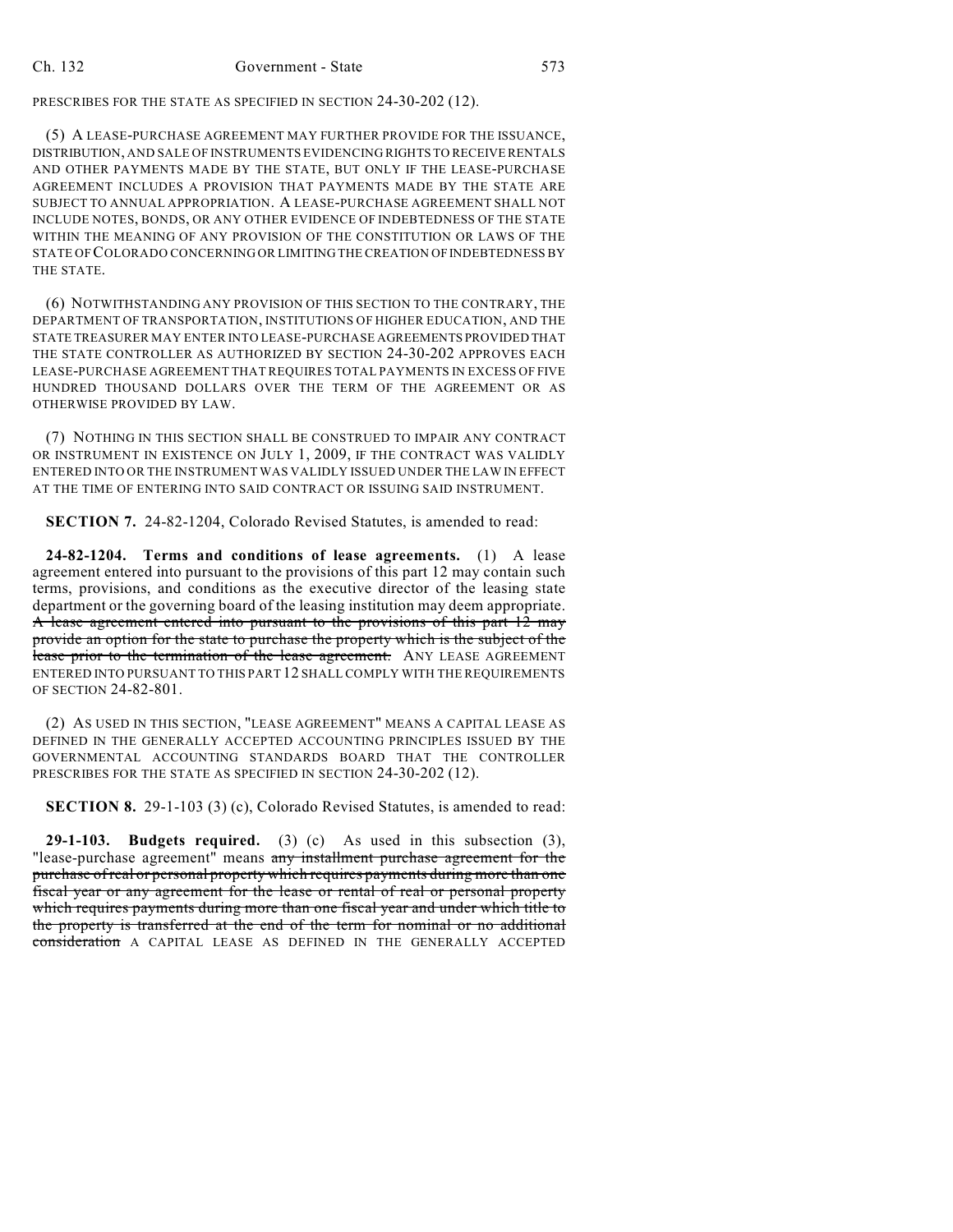PRESCRIBES FOR THE STATE AS SPECIFIED IN SECTION 24-30-202 (12).

(5) A LEASE-PURCHASE AGREEMENT MAY FURTHER PROVIDE FOR THE ISSUANCE, DISTRIBUTION, AND SALE OF INSTRUMENTS EVIDENCING RIGHTS TO RECEIVE RENTALS AND OTHER PAYMENTS MADE BY THE STATE, BUT ONLY IF THE LEASE-PURCHASE AGREEMENT INCLUDES A PROVISION THAT PAYMENTS MADE BY THE STATE ARE SUBJECT TO ANNUAL APPROPRIATION. A LEASE-PURCHASE AGREEMENT SHALL NOT INCLUDE NOTES, BONDS, OR ANY OTHER EVIDENCE OF INDEBTEDNESS OF THE STATE WITHIN THE MEANING OF ANY PROVISION OF THE CONSTITUTION OR LAWS OF THE STATE OF COLORADO CONCERNING OR LIMITING THE CREATION OF INDEBTEDNESS BY THE STATE.

(6) NOTWITHSTANDING ANY PROVISION OF THIS SECTION TO THE CONTRARY, THE DEPARTMENT OF TRANSPORTATION, INSTITUTIONS OF HIGHER EDUCATION, AND THE STATE TREASURER MAY ENTER INTO LEASE-PURCHASE AGREEMENTS PROVIDED THAT THE STATE CONTROLLER AS AUTHORIZED BY SECTION 24-30-202 APPROVES EACH LEASE-PURCHASE AGREEMENT THAT REQUIRES TOTAL PAYMENTS IN EXCESS OF FIVE HUNDRED THOUSAND DOLLARS OVER THE TERM OF THE AGREEMENT OR AS OTHERWISE PROVIDED BY LAW.

(7) NOTHING IN THIS SECTION SHALL BE CONSTRUED TO IMPAIR ANY CONTRACT OR INSTRUMENT IN EXISTENCE ON JULY 1, 2009, IF THE CONTRACT WAS VALIDLY ENTERED INTO OR THE INSTRUMENT WAS VALIDLY ISSUED UNDER THE LAW IN EFFECT AT THE TIME OF ENTERING INTO SAID CONTRACT OR ISSUING SAID INSTRUMENT.

**SECTION 7.** 24-82-1204, Colorado Revised Statutes, is amended to read:

**24-82-1204. Terms and conditions of lease agreements.** (1) A lease agreement entered into pursuant to the provisions of this part 12 may contain such terms, provisions, and conditions as the executive director of the leasing state department or the governing board of the leasing institution may deem appropriate. ~~A lease agreement entered into pursuant to the provisions of this part 12 may provide an option for the state to purchase the property which is the subject of the lease prior to the termination of the lease agreement.~~ ANY LEASE AGREEMENT ENTERED INTO PURSUANT TO THIS PART 12 SHALL COMPLY WITH THE REQUIREMENTS OF SECTION 24-82-801.

(2) AS USED IN THIS SECTION, "LEASE AGREEMENT" MEANS A CAPITAL LEASE AS DEFINED IN THE GENERALLY ACCEPTED ACCOUNTING PRINCIPLES ISSUED BY THE GOVERNMENTAL ACCOUNTING STANDARDS BOARD THAT THE CONTROLLER PRESCRIBES FOR THE STATE AS SPECIFIED IN SECTION 24-30-202 (12).

**SECTION 8.** 29-1-103 (3) (c), Colorado Revised Statutes, is amended to read:

**29-1-103. Budgets required.** (3) (c) As used in this subsection (3), "lease-purchase agreement" means ~~any installment purchase agreement for the purchase of real or personal property which requires payments during more than one fiscal year or any agreement for the lease or rental of real or personal property which requires payments during more than one fiscal year and under which title to the property is transferred at the end of the term for nominal or no additional consideration~~ A CAPITAL LEASE AS DEFINED IN THE GENERALLY ACCEPTED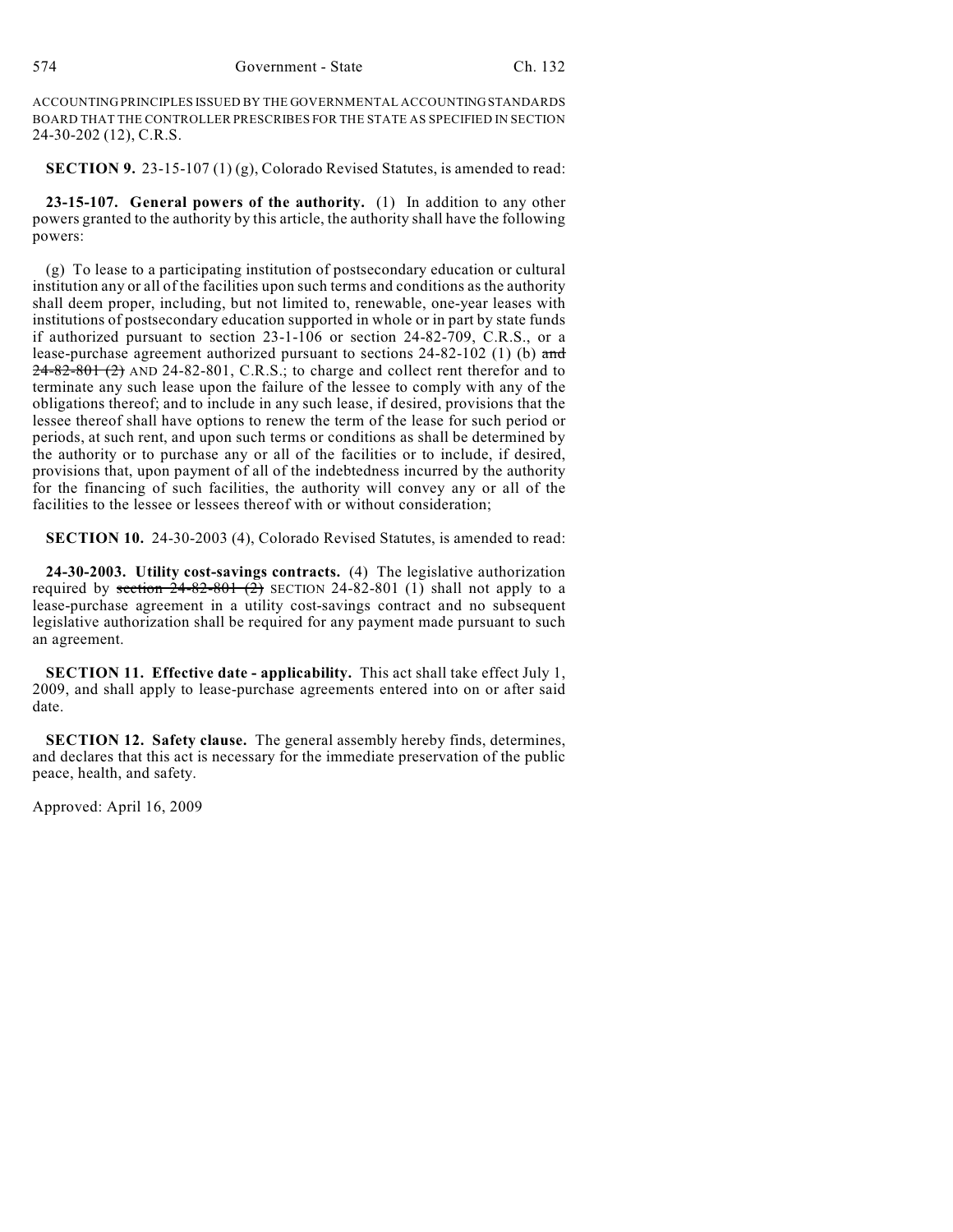ACCOUNTING PRINCIPLES ISSUED BY THE GOVERNMENTAL ACCOUNTING STANDARDS BOARD THAT THE CONTROLLER PRESCRIBES FOR THE STATE AS SPECIFIED IN SECTION 24-30-202 (12), C.R.S.

**SECTION 9.** 23-15-107 (1) (g), Colorado Revised Statutes, is amended to read:

**23-15-107. General powers of the authority.** (1) In addition to any other powers granted to the authority by this article, the authority shall have the following powers:

(g) To lease to a participating institution of postsecondary education or cultural institution any or all of the facilities upon such terms and conditions as the authority shall deem proper, including, but not limited to, renewable, one-year leases with institutions of postsecondary education supported in whole or in part by state funds if authorized pursuant to section 23-1-106 or section 24-82-709, C.R.S., or a lease-purchase agreement authorized pursuant to sections 24-82-102 (1) (b) ~~and 24-82-801 (2)~~ AND 24-82-801, C.R.S.; to charge and collect rent therefor and to terminate any such lease upon the failure of the lessee to comply with any of the obligations thereof; and to include in any such lease, if desired, provisions that the lessee thereof shall have options to renew the term of the lease for such period or periods, at such rent, and upon such terms or conditions as shall be determined by the authority or to purchase any or all of the facilities or to include, if desired, provisions that, upon payment of all of the indebtedness incurred by the authority for the financing of such facilities, the authority will convey any or all of the facilities to the lessee or lessees thereof with or without consideration;

**SECTION 10.** 24-30-2003 (4), Colorado Revised Statutes, is amended to read:

**24-30-2003. Utility cost-savings contracts.** (4) The legislative authorization required by ~~section 24-82-801 (2)~~ SECTION 24-82-801 (1) shall not apply to a lease-purchase agreement in a utility cost-savings contract and no subsequent legislative authorization shall be required for any payment made pursuant to such an agreement.

**SECTION 11. Effective date - applicability.** This act shall take effect July 1, 2009, and shall apply to lease-purchase agreements entered into on or after said date.

**SECTION 12. Safety clause.** The general assembly hereby finds, determines, and declares that this act is necessary for the immediate preservation of the public peace, health, and safety.

Approved: April 16, 2009